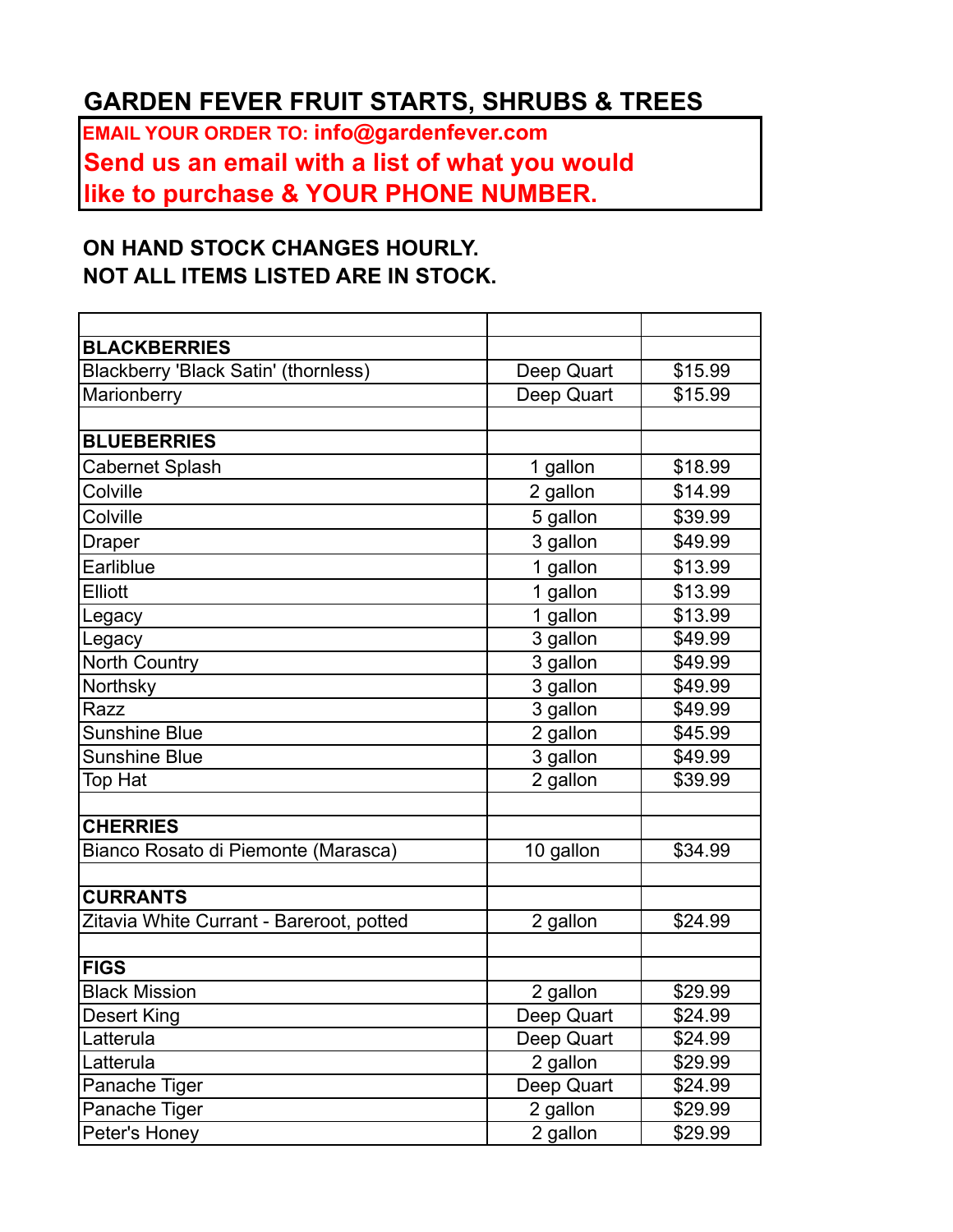# GARDEN FEVER FRUIT STARTS, SHRUBS & TREES

**EMAIL YOUR ORDER TO: info@gardenfever.com**

**Send us an email with a list of what you would like to purchase & YOUR PHONE NUMBER.**

**ON HAND STOCK CHANGES HOURLY.**
**NOT ALL ITEMS LISTED ARE IN STOCK.**

| | | |
|---|---|---|
| **BLACKBERRIES** | | |
| Blackberry 'Black Satin' (thornless) | Deep Quart | $15.99 |
| Marionberry | Deep Quart | $15.99 |
| | | |
| **BLUEBERRIES** | | |
| Cabernet Splash | 1 gallon | $18.99 |
| Colville | 2 gallon | $14.99 |
| Colville | 5 gallon | $39.99 |
| Draper | 3 gallon | $49.99 |
| Earliblue | 1 gallon | $13.99 |
| Elliott | 1 gallon | $13.99 |
| Legacy | 1 gallon | $13.99 |
| Legacy | 3 gallon | $49.99 |
| North Country | 3 gallon | $49.99 |
| Northsky | 3 gallon | $49.99 |
| Razz | 3 gallon | $49.99 |
| Sunshine Blue | 2 gallon | $45.99 |
| Sunshine Blue | 3 gallon | $49.99 |
| Top Hat | 2 gallon | $39.99 |
| | | |
| **CHERRIES** | | |
| Bianco Rosato di Piemonte (Marasca) | 10 gallon | $34.99 |
| | | |
| **CURRANTS** | | |
| Zitavia White Currant - Bareroot, potted | 2 gallon | $24.99 |
| | | |
| **FIGS** | | |
| Black Mission | 2 gallon | $29.99 |
| Desert King | Deep Quart | $24.99 |
| Latterula | Deep Quart | $24.99 |
| Latterula | 2 gallon | $29.99 |
| Panache Tiger | Deep Quart | $24.99 |
| Panache Tiger | 2 gallon | $29.99 |
| Peter's Honey | 2 gallon | $29.99 |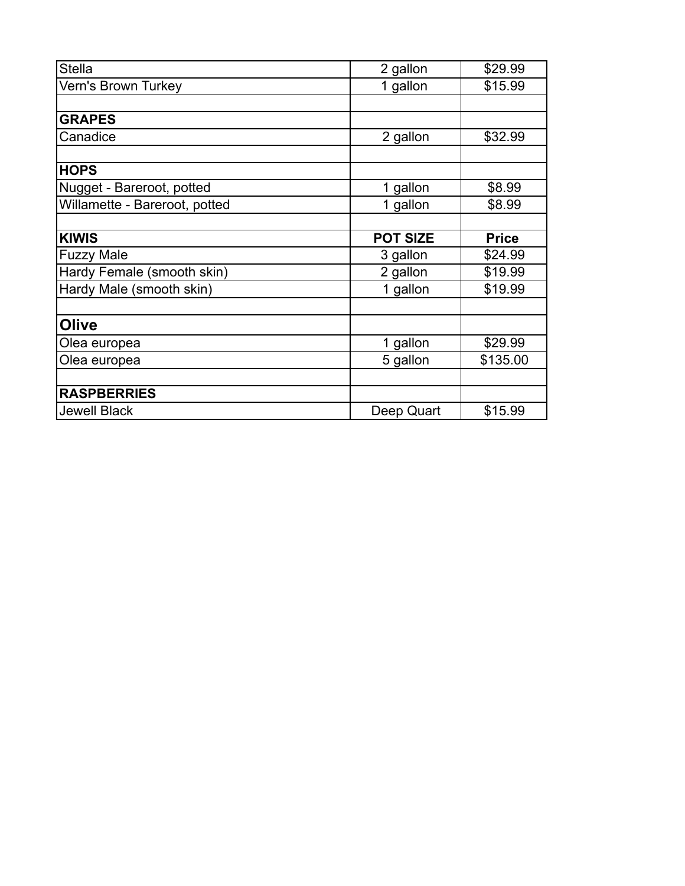| | | |
|---|---|---|
| Stella | 2 gallon | $29.99 |
| Vern's Brown Turkey | 1 gallon | $15.99 |
| | | |
| **GRAPES** | | |
| Canadice | 2 gallon | $32.99 |
| | | |
| **HOPS** | | |
| Nugget - Bareroot, potted | 1 gallon | $8.99 |
| Willamette - Bareroot, potted | 1 gallon | $8.99 |
| | | |
| **KIWIS** | **POT SIZE** | **Price** |
| Fuzzy Male | 3 gallon | $24.99 |
| Hardy Female (smooth skin) | 2 gallon | $19.99 |
| Hardy Male (smooth skin) | 1 gallon | $19.99 |
| | | |
| **Olive** | | |
| Olea europea | 1 gallon | $29.99 |
| Olea europea | 5 gallon | $135.00 |
| | | |
| **RASPBERRIES** | | |
| Jewell Black | Deep Quart | $15.99 |